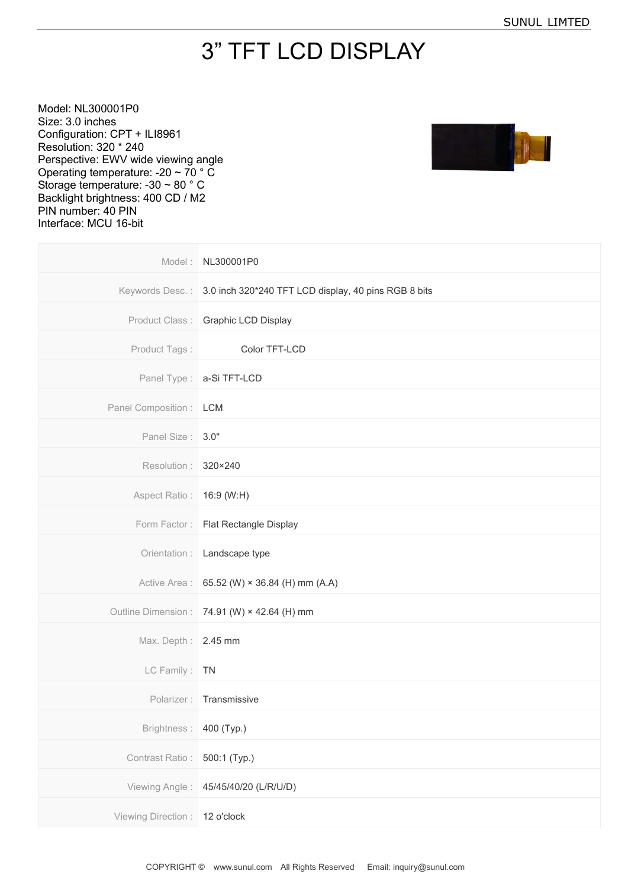# 3” TFT LCD DISPLAY

Model: NL300001P0
Size: 3.0 inches
Configuration: CPT + ILI8961
Resolution: 320 * 240
Perspective: EWV wide viewing angle
Operating temperature: -20 ~ 70 ° C
Storage temperature: -30 ~ 80 ° C
Backlight brightness: 400 CD / M2
PIN number: 40 PIN
Interface: MCU 16-bit

| | |
|---|---|
| Model : | NL300001P0 |
| Keywords Desc. : | 3.0 inch 320*240 TFT LCD display, 40 pins RGB 8 bits |
| Product Class : | Graphic LCD Display |
| Product Tags : | Color TFT-LCD |
| Panel Type : | a-Si TFT-LCD |
| Panel Composition : | LCM |
| Panel Size : | 3.0" |
| Resolution : | 320×240 |
| Aspect Ratio : | 16:9 (W:H) |
| Form Factor : | Flat Rectangle Display |
| Orientation : | Landscape type |
| Active Area : | 65.52 (W) × 36.84 (H) mm (A.A) |
| Outline Dimension : | 74.91 (W) × 42.64 (H) mm |
| Max. Depth : | 2.45 mm |
| LC Family : | TN |
| Polarizer : | Transmissive |
| Brightness : | 400 (Typ.) |
| Contrast Ratio : | 500:1 (Typ.) |
| Viewing Angle : | 45/45/40/20 (L/R/U/D) |
| Viewing Direction : | 12 o'clock |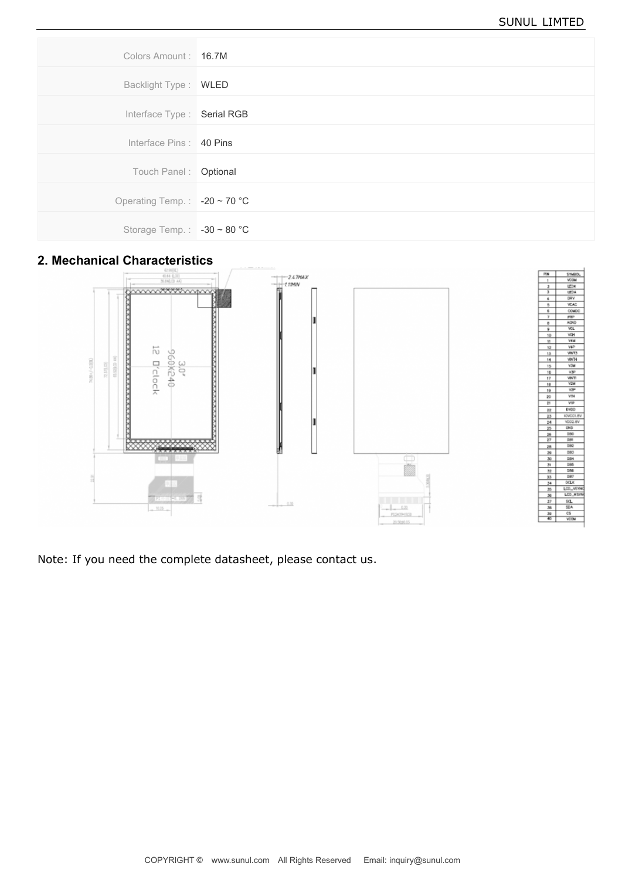| | |
|---|---|
| Colors Amount : | 16.7M |
| Backlight Type : | WLED |
| Interface Type : | Serial RGB |
| Interface Pins : | 40 Pins |
| Touch Panel : | Optional |
| Operating Temp. : | -20 ~ 70 °C |
| Storage Temp. : | -30 ~ 80 °C |

## 2. Mechanical Characteristics

2.47MAX

1.11MIN

3.0"

960X240

12 O'clock

| PIN | SYMBOL |
|---|---|
| 1 | VCOM |
| 2 | LEDK |
| 3 | LEDA |
| 4 | DRV |
| 5 | VCAC |
| 6 | COMDC |
| 7 | FRP |
| 8 | AGND |
| 9 | VGL |
| 10 | VGH |
| 11 | V4M |
| 12 | V4P |
| 13 | VINT3 |
| 14 | VINT4 |
| 15 | V3M |
| 16 | V3P |
| 17 | VINT1 |
| 18 | V2M |
| 19 | V2P |
| 20 | V1N |
| 21 | V1P |
| 22 | DVDD |
| 23 | IOVCC1.8V |
| 24 | VDD2.8V |
| 25 | GND |
| 26 | DB0 |
| 27 | DB1 |
| 28 | DB2 |
| 29 | DB3 |
| 30 | DB4 |
| 31 | DB5 |
| 32 | DB6 |
| 33 | DB7 |
| 34 | DCLK |
| 35 | LCD_VSYNC |
| 36 | LCD_HSYNC |
| 37 | SCL |
| 38 | SDA |
| 39 | CS |
| 40 | VCOM |

Note: If you need the complete datasheet, please contact us.